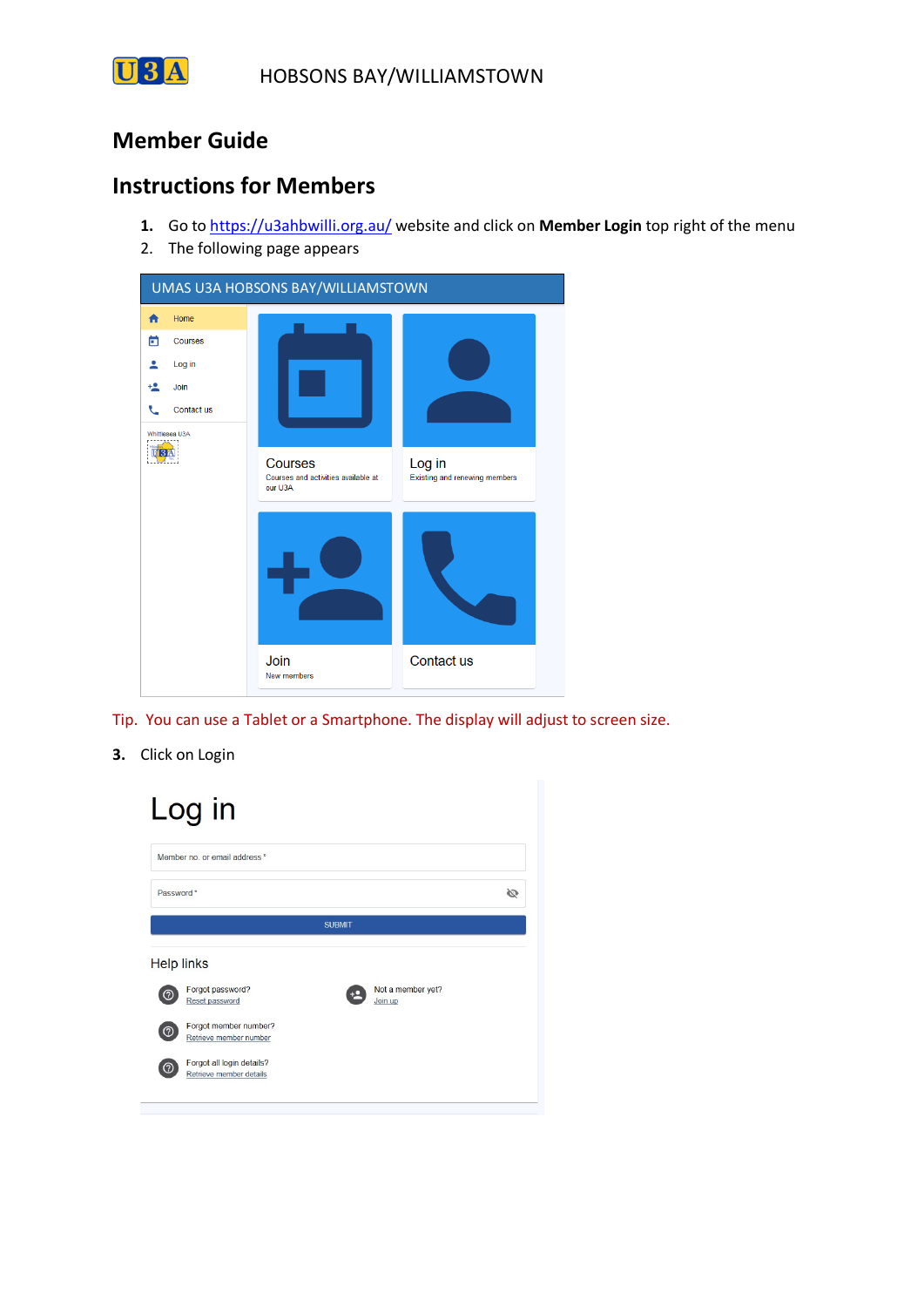HOBSONS BAY/WILLIAMSTOWN

# Member Guide

## Instructions for Members

1. Go to https://u3ahbwilli.org.au/ website and click on **Member Login** top right of the menu
2. The following page appears

UMAS U3A HOBSONS BAY/WILLIAMSTOWN

- Home
- Courses
- Log in
- Join
- Contact us

Courses
Courses and activities available at our U3A

Log in
Existing and renewing members

Join
New members

Contact us

Tip. You can use a Tablet or a Smartphone. The display will adjust to screen size.

3. Click on Login

Log in

Member no. or email address *

Password *

SUBMIT

Help links

Forgot password?
Reset password

Not a member yet?
Join up

Forgot member number?
Retrieve member number

Forgot all login details?
Retrieve member details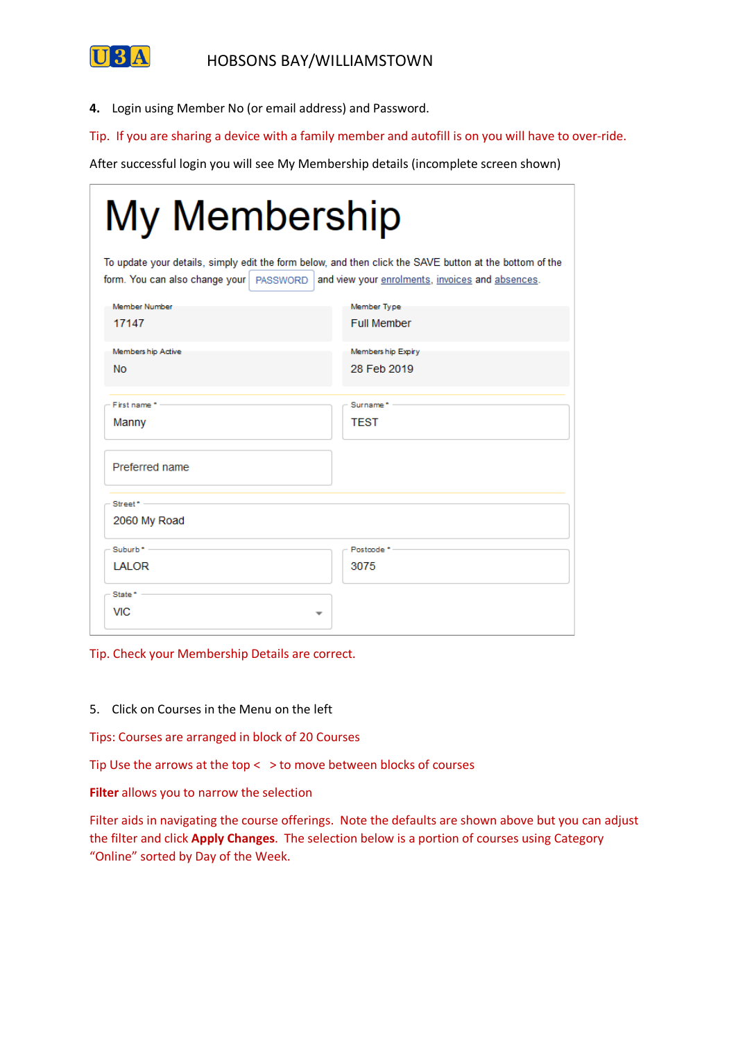4. Login using Member No (or email address) and Password.

Tip. If you are sharing a device with a family member and autofill is on you will have to over-ride.

After successful login you will see My Membership details (incomplete screen shown)

# My Membership

To update your details, simply edit the form below, and then click the SAVE button at the bottom of the form. You can also change your PASSWORD and view your enrolments, invoices and absences.

| Member Number | Member Type |
|---|---|
| 17147 | Full Member |
| **Membership Active** | **Membership Expiry** |
| No | 28 Feb 2019 |

First name *: Manny

Surname *: TEST

Preferred name

Street *: 2060 My Road

Suburb *: LALOR

Postcode *: 3075

State *: VIC

Tip. Check your Membership Details are correct.

5. Click on Courses in the Menu on the left

Tips: Courses are arranged in block of 20 Courses

Tip Use the arrows at the top < > to move between blocks of courses

**Filter** allows you to narrow the selection

Filter aids in navigating the course offerings. Note the defaults are shown above but you can adjust the filter and click **Apply Changes**. The selection below is a portion of courses using Category "Online" sorted by Day of the Week.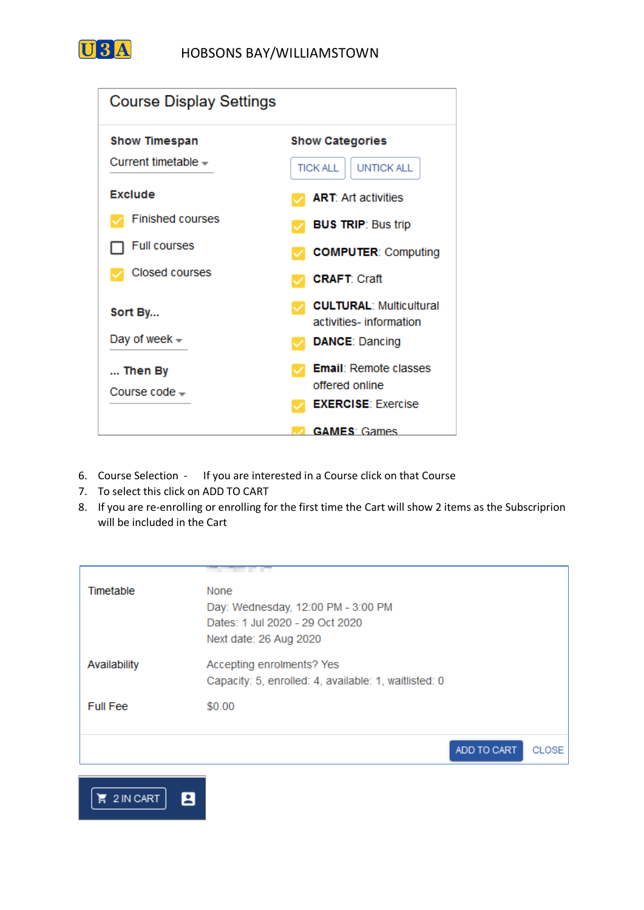## Course Display Settings

**Show Timespan**

Current timetable

**Exclude**

- [x] Finished courses
- [ ] Full courses
- [x] Closed courses

**Sort By...**

Day of week

**... Then By**

Course code

**Show Categories**

TICK ALL | UNTICK ALL

- [x] **ART**: Art activities
- [x] **BUS TRIP**: Bus trip
- [x] **COMPUTER**: Computing
- [x] **CRAFT**: Craft
- [x] **CULTURAL**: Multicultural activities- information
- [x] **DANCE**: Dancing
- [x] **Email**: Remote classes offered online
- [x] **EXERCISE**: Exercise
- [x] **GAMES**: Games

6. Course Selection - If you are interested in a Course click on that Course
7. To select this click on ADD TO CART
8. If you are re-enrolling or enrolling for the first time the Cart will show 2 items as the Subscriprion will be included in the Cart

| | |
|---|---|
| Timetable | None<br>Day: Wednesday, 12:00 PM - 3:00 PM<br>Dates: 1 Jul 2020 - 29 Oct 2020<br>Next date: 26 Aug 2020 |
| Availability | Accepting enrolments? Yes<br>Capacity: 5, enrolled: 4, available: 1, waitlisted: 0 |
| Full Fee | $0.00 |

ADD TO CART | CLOSE

2 IN CART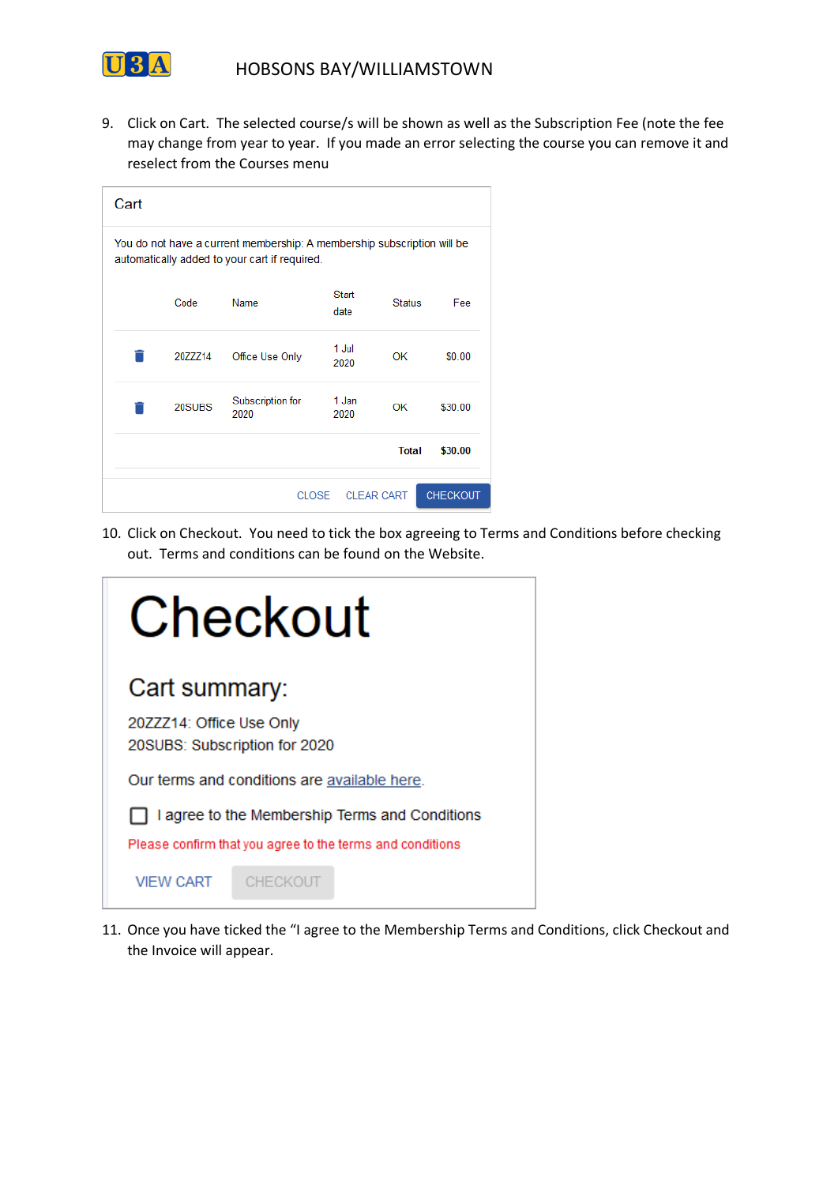9. Click on Cart. The selected course/s will be shown as well as the Subscription Fee (note the fee may change from year to year. If you made an error selecting the course you can remove it and reselect from the Courses menu

**Cart**

You do not have a current membership: A membership subscription will be automatically added to your cart if required.

| | Code | Name | Start date | Status | Fee |
|---|---|---|---|---|---|
| 🗑 | 20ZZZ14 | Office Use Only | 1 Jul 2020 | OK | $0.00 |
| 🗑 | 20SUBS | Subscription for 2020 | 1 Jan 2020 | OK | $30.00 |
| | | | | **Total** | **$30.00** |

CLOSE   CLEAR CART   CHECKOUT

10. Click on Checkout. You need to tick the box agreeing to Terms and Conditions before checking out. Terms and conditions can be found on the Website.

# Checkout

## Cart summary:

20ZZZ14: Office Use Only
20SUBS: Subscription for 2020

Our terms and conditions are available here.

☐ I agree to the Membership Terms and Conditions

Please confirm that you agree to the terms and conditions

VIEW CART   CHECKOUT

11. Once you have ticked the "I agree to the Membership Terms and Conditions, click Checkout and the Invoice will appear.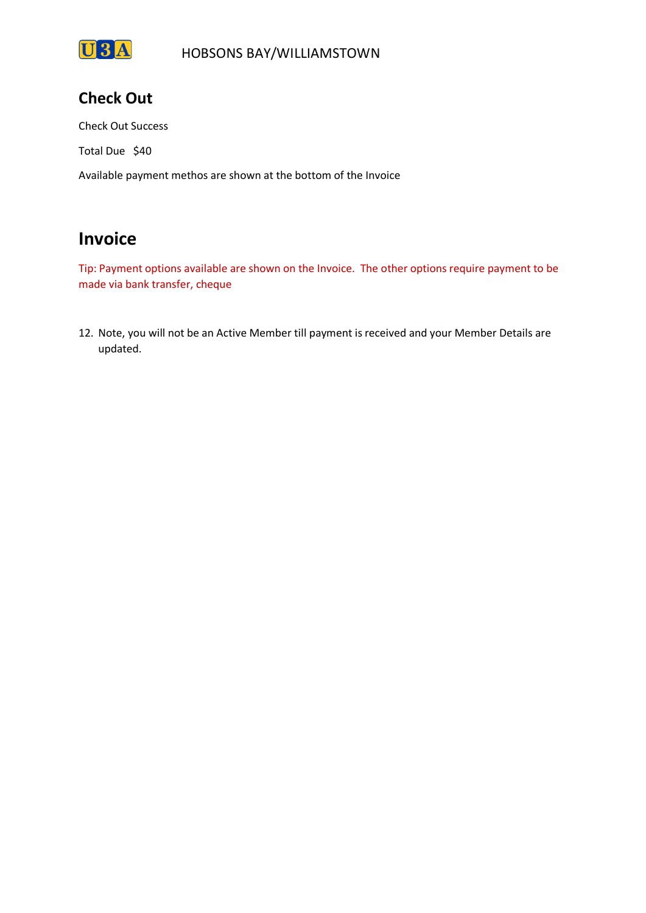## Check Out

Check Out Success

Total Due   $40

Available payment methos are shown at the bottom of the Invoice

# Invoice

Tip: Payment options available are shown on the Invoice.  The other options require payment to be made via bank transfer, cheque

12. Note, you will not be an Active Member till payment is received and your Member Details are updated.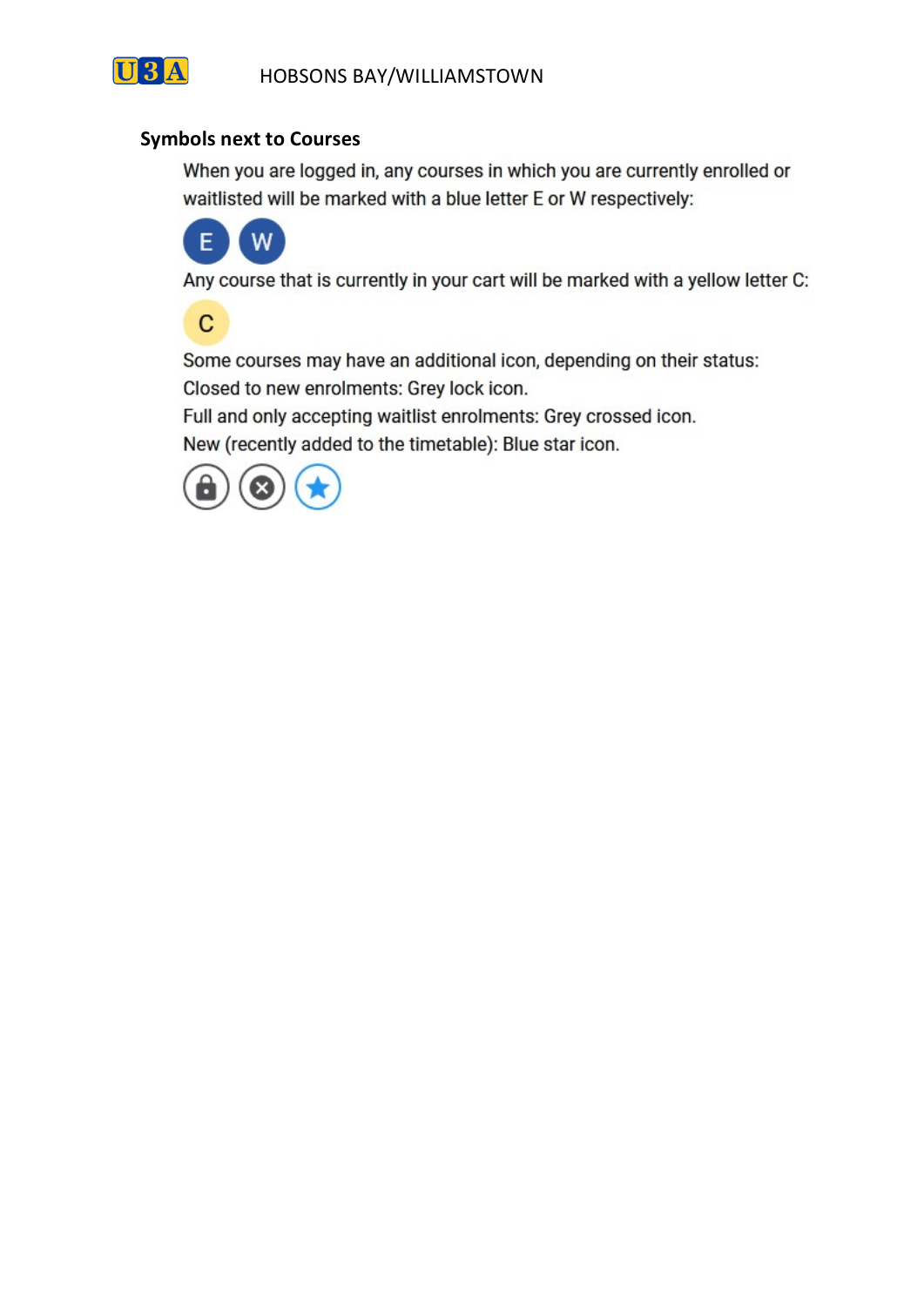## Symbols next to Courses

When you are logged in, any courses in which you are currently enrolled or waitlisted will be marked with a blue letter E or W respectively:

E W

Any course that is currently in your cart will be marked with a yellow letter C:

C

Some courses may have an additional icon, depending on their status:

Closed to new enrolments: Grey lock icon.

Full and only accepting waitlist enrolments: Grey crossed icon.

New (recently added to the timetable): Blue star icon.